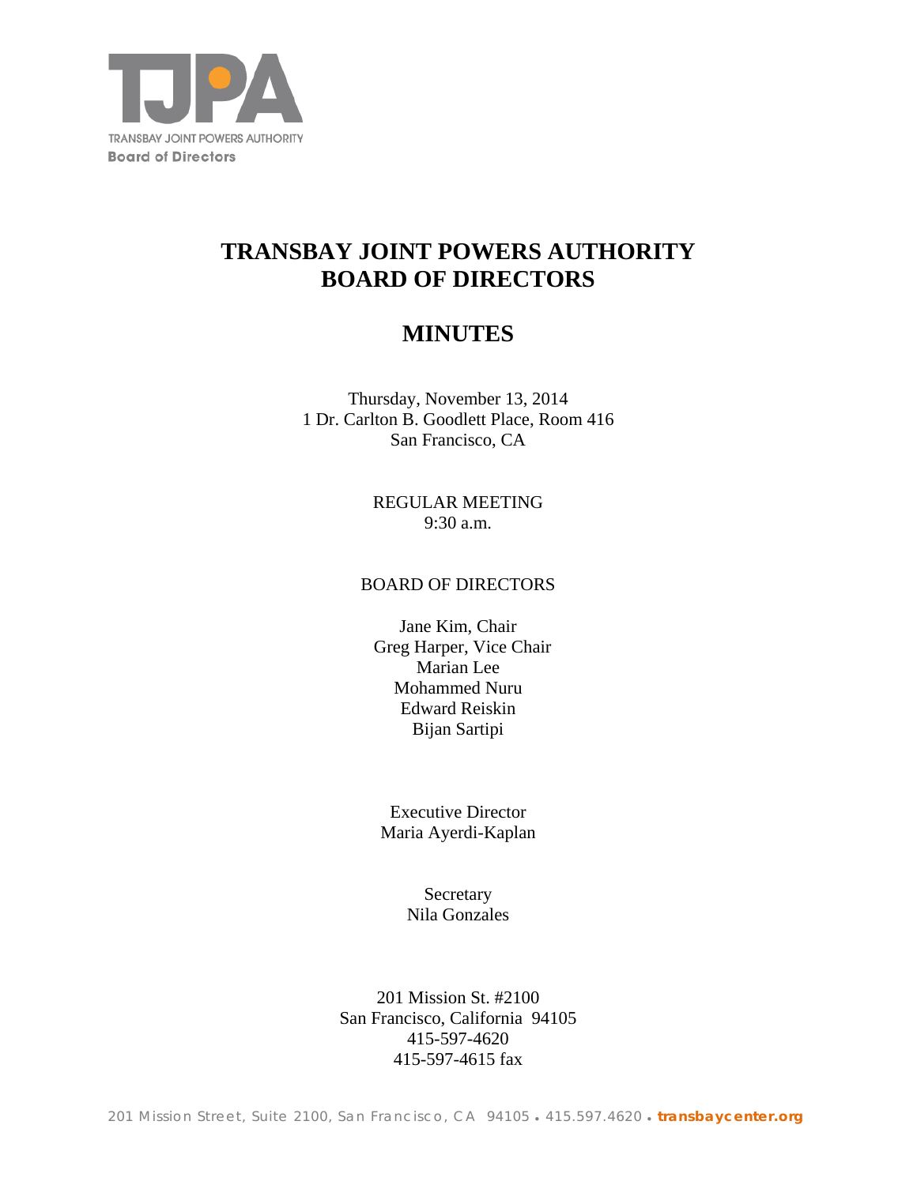TJPA

TRANSBAY JOINT POWERS AUTHORITY
Board of Directors

# TRANSBAY JOINT POWERS AUTHORITY
# BOARD OF DIRECTORS

# MINUTES

Thursday, November 13, 2014
1 Dr. Carlton B. Goodlett Place, Room 416
San Francisco, CA

REGULAR MEETING
9:30 a.m.

BOARD OF DIRECTORS

Jane Kim, Chair
Greg Harper, Vice Chair
Marian Lee
Mohammed Nuru
Edward Reiskin
Bijan Sartipi

Executive Director
Maria Ayerdi-Kaplan

Secretary
Nila Gonzales

201 Mission St. #2100
San Francisco, California 94105
415-597-4620
415-597-4615 fax

201 Mission Street, Suite 2100, San Francisco, CA 94105 • 415.597.4620 • transbaycenter.org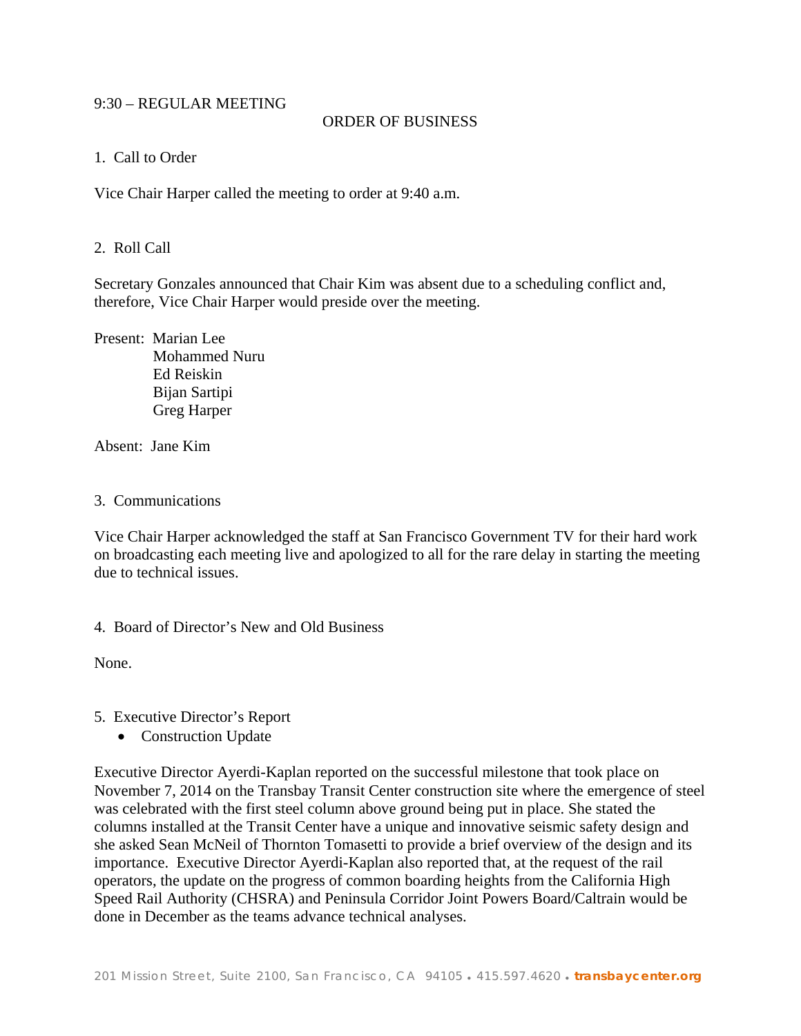9:30 – REGULAR MEETING

ORDER OF BUSINESS

1. Call to Order

Vice Chair Harper called the meeting to order at 9:40 a.m.

2. Roll Call

Secretary Gonzales announced that Chair Kim was absent due to a scheduling conflict and, therefore, Vice Chair Harper would preside over the meeting.

Present: Marian Lee
Mohammed Nuru
Ed Reiskin
Bijan Sartipi
Greg Harper

Absent: Jane Kim

3. Communications

Vice Chair Harper acknowledged the staff at San Francisco Government TV for their hard work on broadcasting each meeting live and apologized to all for the rare delay in starting the meeting due to technical issues.

4. Board of Director's New and Old Business

None.

5. Executive Director's Report
   - Construction Update

Executive Director Ayerdi-Kaplan reported on the successful milestone that took place on November 7, 2014 on the Transbay Transit Center construction site where the emergence of steel was celebrated with the first steel column above ground being put in place. She stated the columns installed at the Transit Center have a unique and innovative seismic safety design and she asked Sean McNeil of Thornton Tomasetti to provide a brief overview of the design and its importance. Executive Director Ayerdi-Kaplan also reported that, at the request of the rail operators, the update on the progress of common boarding heights from the California High Speed Rail Authority (CHSRA) and Peninsula Corridor Joint Powers Board/Caltrain would be done in December as the teams advance technical analyses.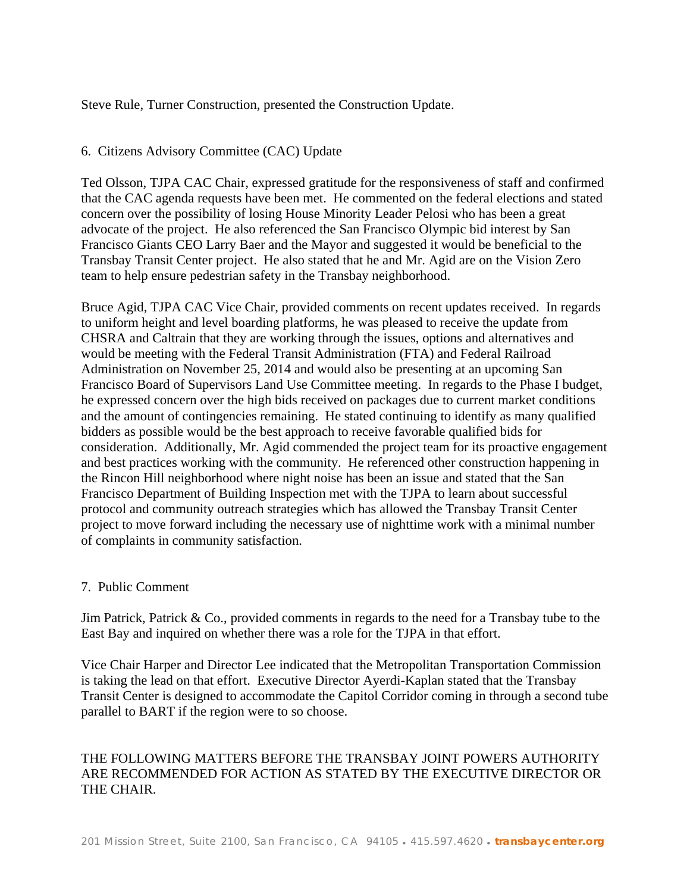Steve Rule, Turner Construction, presented the Construction Update.

6. Citizens Advisory Committee (CAC) Update

Ted Olsson, TJPA CAC Chair, expressed gratitude for the responsiveness of staff and confirmed that the CAC agenda requests have been met. He commented on the federal elections and stated concern over the possibility of losing House Minority Leader Pelosi who has been a great advocate of the project. He also referenced the San Francisco Olympic bid interest by San Francisco Giants CEO Larry Baer and the Mayor and suggested it would be beneficial to the Transbay Transit Center project. He also stated that he and Mr. Agid are on the Vision Zero team to help ensure pedestrian safety in the Transbay neighborhood.

Bruce Agid, TJPA CAC Vice Chair, provided comments on recent updates received. In regards to uniform height and level boarding platforms, he was pleased to receive the update from CHSRA and Caltrain that they are working through the issues, options and alternatives and would be meeting with the Federal Transit Administration (FTA) and Federal Railroad Administration on November 25, 2014 and would also be presenting at an upcoming San Francisco Board of Supervisors Land Use Committee meeting. In regards to the Phase I budget, he expressed concern over the high bids received on packages due to current market conditions and the amount of contingencies remaining. He stated continuing to identify as many qualified bidders as possible would be the best approach to receive favorable qualified bids for consideration. Additionally, Mr. Agid commended the project team for its proactive engagement and best practices working with the community. He referenced other construction happening in the Rincon Hill neighborhood where night noise has been an issue and stated that the San Francisco Department of Building Inspection met with the TJPA to learn about successful protocol and community outreach strategies which has allowed the Transbay Transit Center project to move forward including the necessary use of nighttime work with a minimal number of complaints in community satisfaction.

7. Public Comment

Jim Patrick, Patrick & Co., provided comments in regards to the need for a Transbay tube to the East Bay and inquired on whether there was a role for the TJPA in that effort.

Vice Chair Harper and Director Lee indicated that the Metropolitan Transportation Commission is taking the lead on that effort. Executive Director Ayerdi-Kaplan stated that the Transbay Transit Center is designed to accommodate the Capitol Corridor coming in through a second tube parallel to BART if the region were to so choose.

THE FOLLOWING MATTERS BEFORE THE TRANSBAY JOINT POWERS AUTHORITY ARE RECOMMENDED FOR ACTION AS STATED BY THE EXECUTIVE DIRECTOR OR THE CHAIR.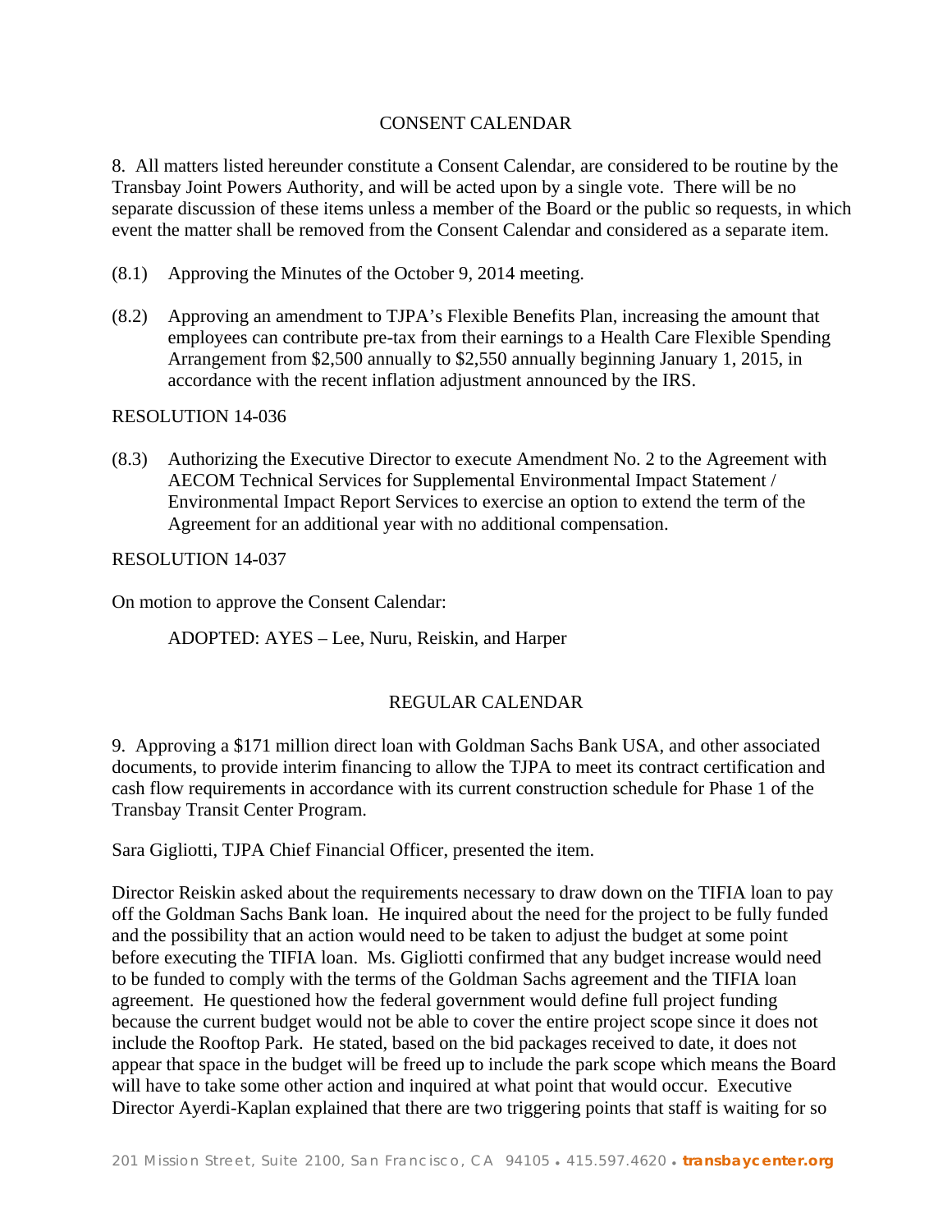## CONSENT CALENDAR

8. All matters listed hereunder constitute a Consent Calendar, are considered to be routine by the Transbay Joint Powers Authority, and will be acted upon by a single vote. There will be no separate discussion of these items unless a member of the Board or the public so requests, in which event the matter shall be removed from the Consent Calendar and considered as a separate item.

(8.1) Approving the Minutes of the October 9, 2014 meeting.

(8.2) Approving an amendment to TJPA's Flexible Benefits Plan, increasing the amount that employees can contribute pre-tax from their earnings to a Health Care Flexible Spending Arrangement from $2,500 annually to $2,550 annually beginning January 1, 2015, in accordance with the recent inflation adjustment announced by the IRS.

RESOLUTION 14-036

(8.3) Authorizing the Executive Director to execute Amendment No. 2 to the Agreement with AECOM Technical Services for Supplemental Environmental Impact Statement / Environmental Impact Report Services to exercise an option to extend the term of the Agreement for an additional year with no additional compensation.

RESOLUTION 14-037

On motion to approve the Consent Calendar:

ADOPTED: AYES – Lee, Nuru, Reiskin, and Harper

## REGULAR CALENDAR

9. Approving a $171 million direct loan with Goldman Sachs Bank USA, and other associated documents, to provide interim financing to allow the TJPA to meet its contract certification and cash flow requirements in accordance with its current construction schedule for Phase 1 of the Transbay Transit Center Program.

Sara Gigliotti, TJPA Chief Financial Officer, presented the item.

Director Reiskin asked about the requirements necessary to draw down on the TIFIA loan to pay off the Goldman Sachs Bank loan. He inquired about the need for the project to be fully funded and the possibility that an action would need to be taken to adjust the budget at some point before executing the TIFIA loan. Ms. Gigliotti confirmed that any budget increase would need to be funded to comply with the terms of the Goldman Sachs agreement and the TIFIA loan agreement. He questioned how the federal government would define full project funding because the current budget would not be able to cover the entire project scope since it does not include the Rooftop Park. He stated, based on the bid packages received to date, it does not appear that space in the budget will be freed up to include the park scope which means the Board will have to take some other action and inquired at what point that would occur. Executive Director Ayerdi-Kaplan explained that there are two triggering points that staff is waiting for so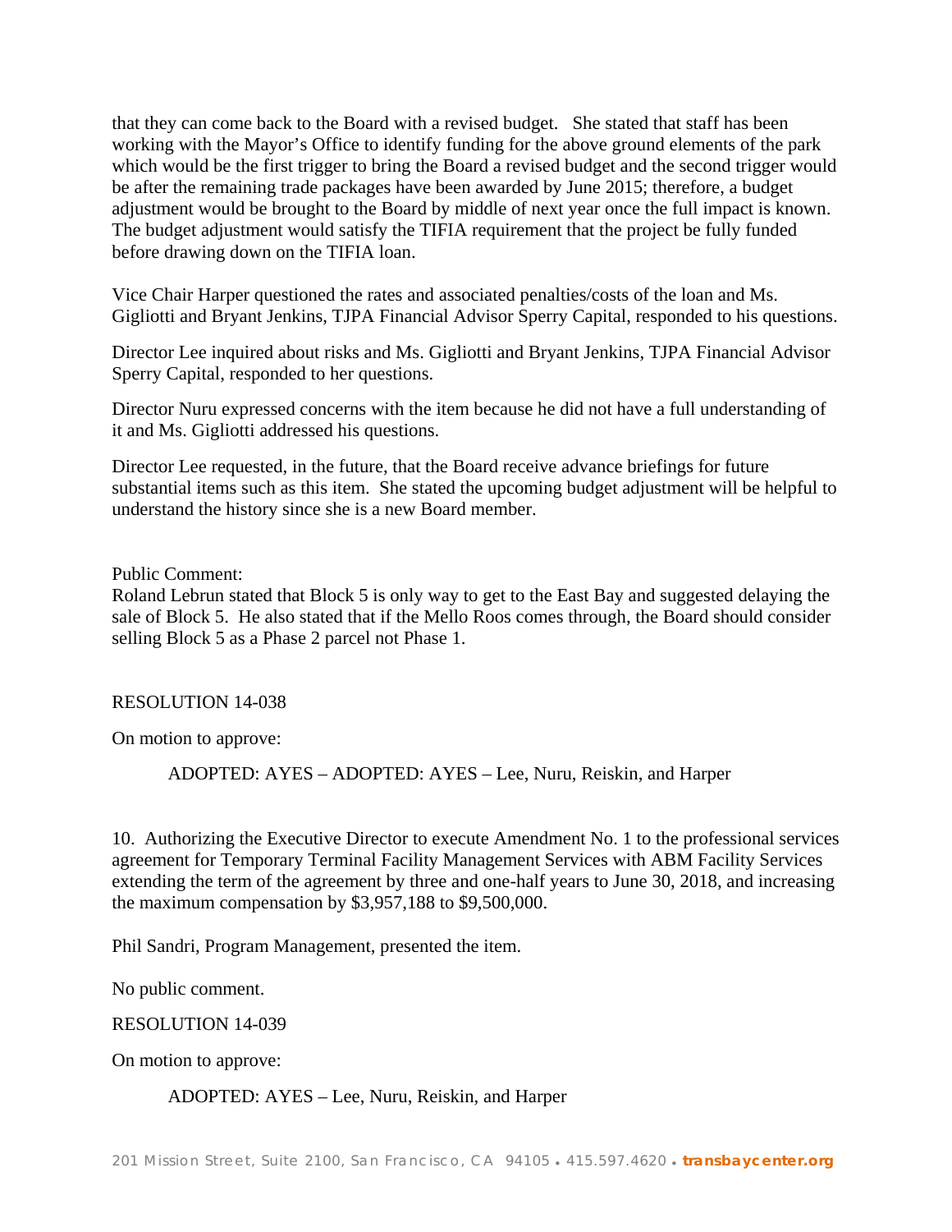that they can come back to the Board with a revised budget. She stated that staff has been working with the Mayor's Office to identify funding for the above ground elements of the park which would be the first trigger to bring the Board a revised budget and the second trigger would be after the remaining trade packages have been awarded by June 2015; therefore, a budget adjustment would be brought to the Board by middle of next year once the full impact is known. The budget adjustment would satisfy the TIFIA requirement that the project be fully funded before drawing down on the TIFIA loan.

Vice Chair Harper questioned the rates and associated penalties/costs of the loan and Ms. Gigliotti and Bryant Jenkins, TJPA Financial Advisor Sperry Capital, responded to his questions.

Director Lee inquired about risks and Ms. Gigliotti and Bryant Jenkins, TJPA Financial Advisor Sperry Capital, responded to her questions.

Director Nuru expressed concerns with the item because he did not have a full understanding of it and Ms. Gigliotti addressed his questions.

Director Lee requested, in the future, that the Board receive advance briefings for future substantial items such as this item. She stated the upcoming budget adjustment will be helpful to understand the history since she is a new Board member.

Public Comment:
Roland Lebrun stated that Block 5 is only way to get to the East Bay and suggested delaying the sale of Block 5. He also stated that if the Mello Roos comes through, the Board should consider selling Block 5 as a Phase 2 parcel not Phase 1.

RESOLUTION 14-038

On motion to approve:

ADOPTED: AYES – ADOPTED: AYES – Lee, Nuru, Reiskin, and Harper

10. Authorizing the Executive Director to execute Amendment No. 1 to the professional services agreement for Temporary Terminal Facility Management Services with ABM Facility Services extending the term of the agreement by three and one-half years to June 30, 2018, and increasing the maximum compensation by $3,957,188 to $9,500,000.

Phil Sandri, Program Management, presented the item.

No public comment.

RESOLUTION 14-039

On motion to approve:

ADOPTED: AYES – Lee, Nuru, Reiskin, and Harper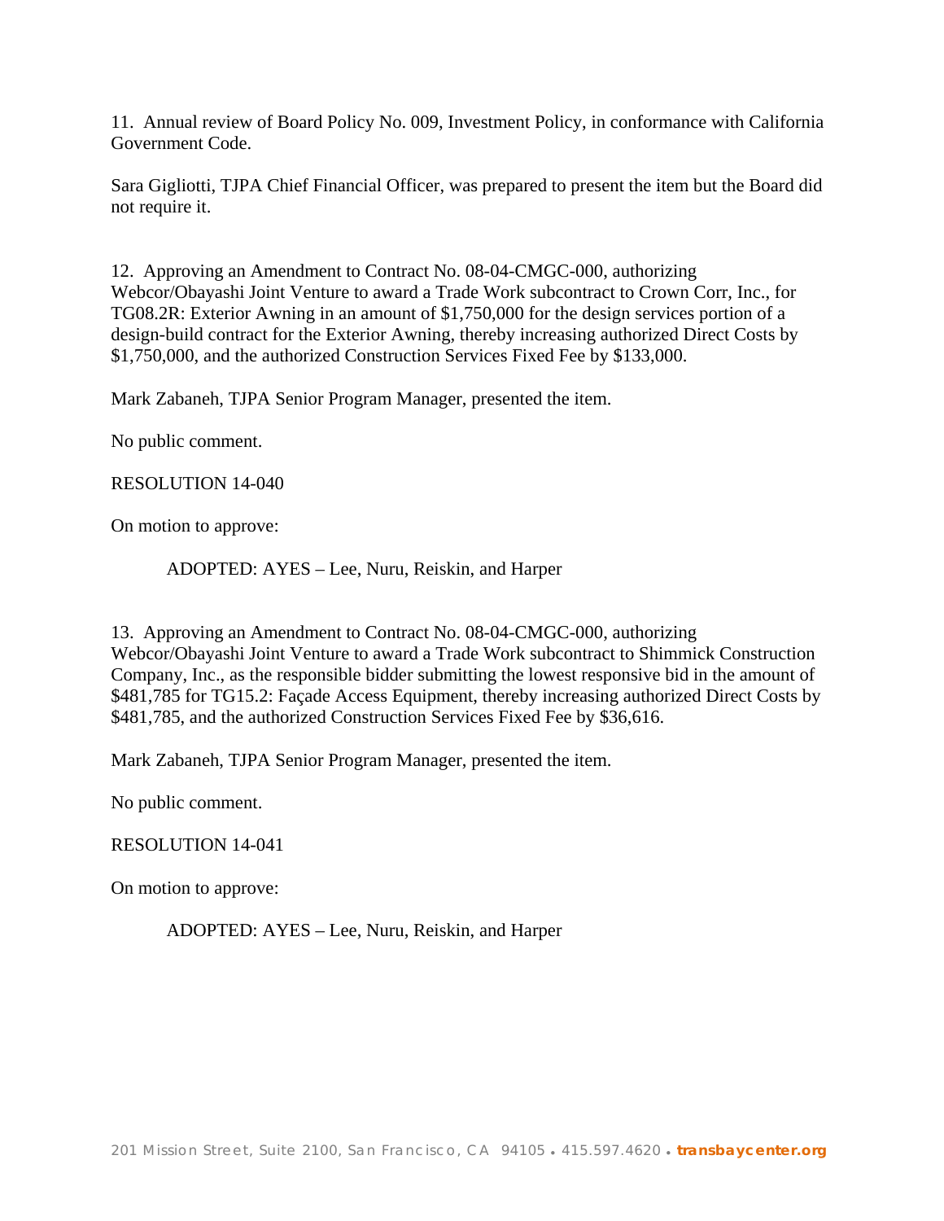11. Annual review of Board Policy No. 009, Investment Policy, in conformance with California Government Code.

Sara Gigliotti, TJPA Chief Financial Officer, was prepared to present the item but the Board did not require it.

12. Approving an Amendment to Contract No. 08-04-CMGC-000, authorizing Webcor/Obayashi Joint Venture to award a Trade Work subcontract to Crown Corr, Inc., for TG08.2R: Exterior Awning in an amount of $1,750,000 for the design services portion of a design-build contract for the Exterior Awning, thereby increasing authorized Direct Costs by $1,750,000, and the authorized Construction Services Fixed Fee by $133,000.

Mark Zabaneh, TJPA Senior Program Manager, presented the item.

No public comment.

RESOLUTION 14-040

On motion to approve:

ADOPTED: AYES – Lee, Nuru, Reiskin, and Harper

13. Approving an Amendment to Contract No. 08-04-CMGC-000, authorizing Webcor/Obayashi Joint Venture to award a Trade Work subcontract to Shimmick Construction Company, Inc., as the responsible bidder submitting the lowest responsive bid in the amount of $481,785 for TG15.2: Façade Access Equipment, thereby increasing authorized Direct Costs by $481,785, and the authorized Construction Services Fixed Fee by $36,616.

Mark Zabaneh, TJPA Senior Program Manager, presented the item.

No public comment.

RESOLUTION 14-041

On motion to approve:

ADOPTED: AYES – Lee, Nuru, Reiskin, and Harper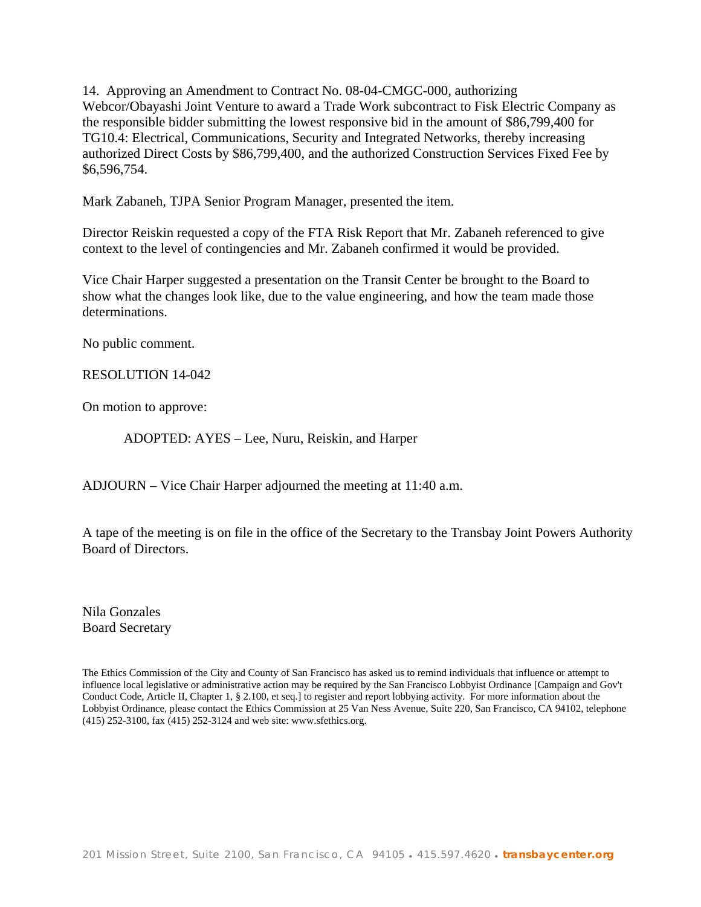14. Approving an Amendment to Contract No. 08-04-CMGC-000, authorizing Webcor/Obayashi Joint Venture to award a Trade Work subcontract to Fisk Electric Company as the responsible bidder submitting the lowest responsive bid in the amount of $86,799,400 for TG10.4: Electrical, Communications, Security and Integrated Networks, thereby increasing authorized Direct Costs by $86,799,400, and the authorized Construction Services Fixed Fee by $6,596,754.

Mark Zabaneh, TJPA Senior Program Manager, presented the item.

Director Reiskin requested a copy of the FTA Risk Report that Mr. Zabaneh referenced to give context to the level of contingencies and Mr. Zabaneh confirmed it would be provided.

Vice Chair Harper suggested a presentation on the Transit Center be brought to the Board to show what the changes look like, due to the value engineering, and how the team made those determinations.

No public comment.

RESOLUTION 14-042

On motion to approve:

ADOPTED: AYES – Lee, Nuru, Reiskin, and Harper

ADJOURN – Vice Chair Harper adjourned the meeting at 11:40 a.m.

A tape of the meeting is on file in the office of the Secretary to the Transbay Joint Powers Authority Board of Directors.

Nila Gonzales
Board Secretary

The Ethics Commission of the City and County of San Francisco has asked us to remind individuals that influence or attempt to influence local legislative or administrative action may be required by the San Francisco Lobbyist Ordinance [Campaign and Gov't Conduct Code, Article II, Chapter 1, § 2.100, et seq.] to register and report lobbying activity. For more information about the Lobbyist Ordinance, please contact the Ethics Commission at 25 Van Ness Avenue, Suite 220, San Francisco, CA 94102, telephone (415) 252-3100, fax (415) 252-3124 and web site: www.sfethics.org.